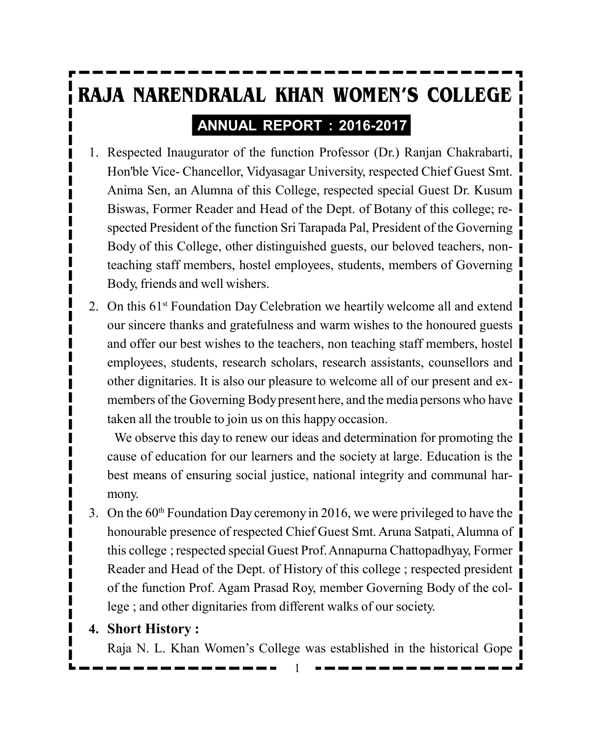# RAJA NARENDRALAL KHAN WOMEN'S COLLEGE

## ANNUAL REPORT : 2016-2017

1. Respected Inaugurator of the function Professor (Dr.) Ranjan Chakrabarti, Hon'ble Vice- Chancellor, Vidyasagar University, respected Chief Guest Smt. Anima Sen, an Alumna of this College, respected special Guest Dr. Kusum Biswas, Former Reader and Head of the Dept. of Botany of this college; respected President of the function Sri Tarapada Pal, President of the Governing Body of this College, other distinguished guests, our beloved teachers, non-teaching staff members, hostel employees, students, members of Governing Body, friends and well wishers.

2. On this 61st Foundation Day Celebration we heartily welcome all and extend our sincere thanks and gratefulness and warm wishes to the honoured guests and offer our best wishes to the teachers, non teaching staff members, hostel employees, students, research scholars, research assistants, counsellors and other dignitaries. It is also our pleasure to welcome all of our present and ex-members of the Governing Body present here, and the media persons who have taken all the trouble to join us on this happy occasion.

   We observe this day to renew our ideas and determination for promoting the cause of education for our learners and the society at large. Education is the best means of ensuring social justice, national integrity and communal harmony.

3. On the 60th Foundation Day ceremony in 2016, we were privileged to have the honourable presence of respected Chief Guest Smt. Aruna Satpati, Alumna of this college ; respected special Guest Prof. Annapurna Chattopadhyay, Former Reader and Head of the Dept. of History of this college ; respected president of the function Prof. Agam Prasad Roy, member Governing Body of the college ; and other dignitaries from different walks of our society.

4. **Short History :**

   Raja N. L. Khan Women's College was established in the historical Gope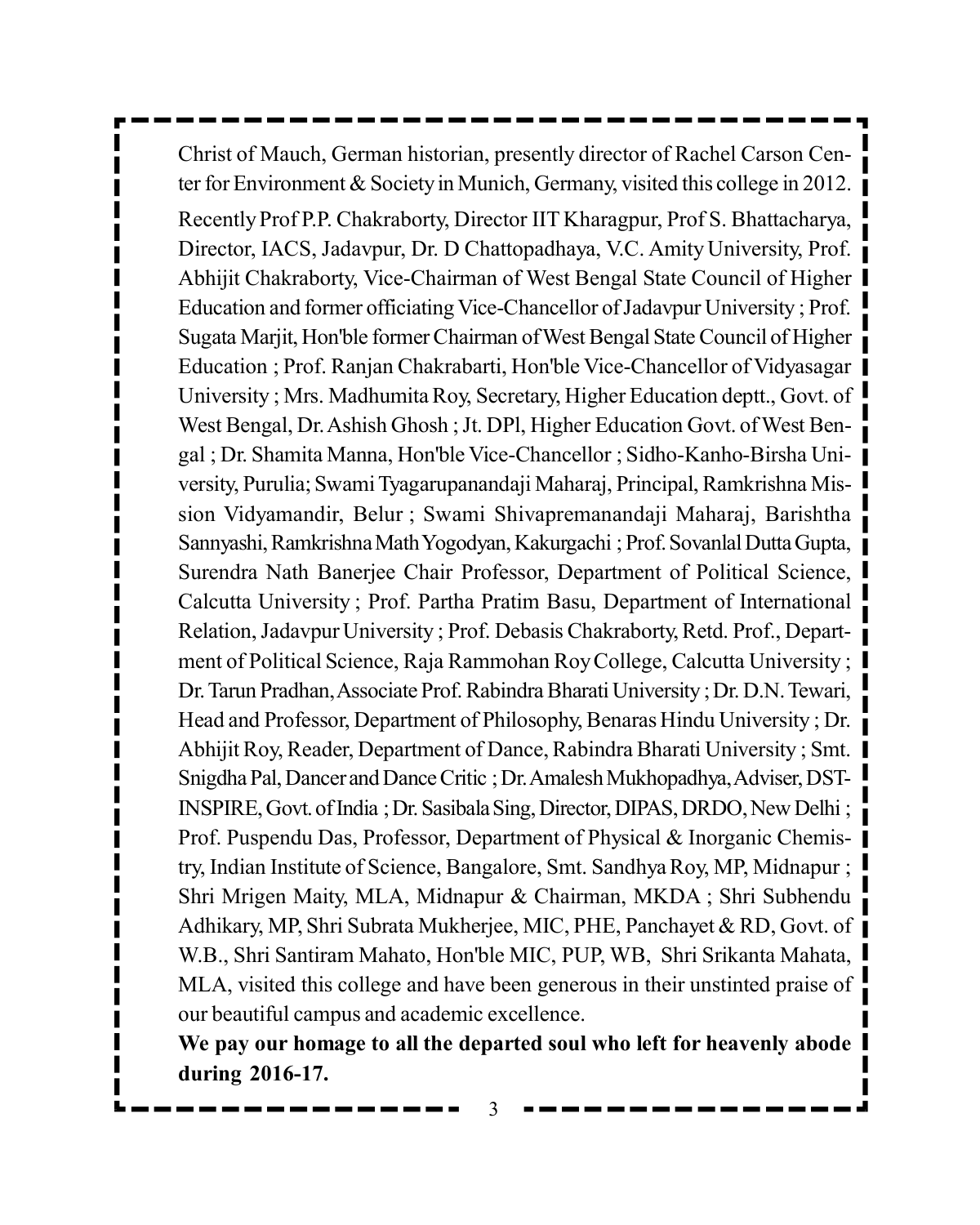Christ of Mauch, German historian, presently director of Rachel Carson Center for Environment & Society in Munich, Germany, visited this college in 2012.

Recently Prof P.P. Chakraborty, Director IIT Kharagpur, Prof S. Bhattacharya, Director, IACS, Jadavpur, Dr. D Chattopadhaya, V.C. Amity University, Prof. Abhijit Chakraborty, Vice-Chairman of West Bengal State Council of Higher Education and former officiating Vice-Chancellor of Jadavpur University ; Prof. Sugata Marjit, Hon'ble former Chairman of West Bengal State Council of Higher Education ; Prof. Ranjan Chakrabarti, Hon'ble Vice-Chancellor of Vidyasagar University ; Mrs. Madhumita Roy, Secretary, Higher Education deptt., Govt. of West Bengal, Dr. Ashish Ghosh ; Jt. DPl, Higher Education Govt. of West Bengal ; Dr. Shamita Manna, Hon'ble Vice-Chancellor ; Sidho-Kanho-Birsha University, Purulia; Swami Tyagarupanandaji Maharaj, Principal, Ramkrishna Mission Vidyamandir, Belur ; Swami Shivapremanandaji Maharaj, Barishtha Sannyashi, Ramkrishna Math Yogodyan, Kakurgachi ; Prof. Sovanlal Dutta Gupta, Surendra Nath Banerjee Chair Professor, Department of Political Science, Calcutta University ; Prof. Partha Pratim Basu, Department of International Relation, Jadavpur University ; Prof. Debasis Chakraborty, Retd. Prof., Department of Political Science, Raja Rammohan Roy College, Calcutta University ; Dr. Tarun Pradhan, Associate Prof. Rabindra Bharati University ; Dr. D.N. Tewari, Head and Professor, Department of Philosophy, Benaras Hindu University ; Dr. Abhijit Roy, Reader, Department of Dance, Rabindra Bharati University ; Smt. Snigdha Pal, Dancer and Dance Critic ; Dr. Amalesh Mukhopadhya, Adviser, DST-INSPIRE, Govt. of India ; Dr. Sasibala Sing, Director, DIPAS, DRDO, New Delhi ; Prof. Puspendu Das, Professor, Department of Physical & Inorganic Chemistry, Indian Institute of Science, Bangalore, Smt. Sandhya Roy, MP, Midnapur ; Shri Mrigen Maity, MLA, Midnapur & Chairman, MKDA ; Shri Subhendu Adhikary, MP, Shri Subrata Mukherjee, MIC, PHE, Panchayet & RD, Govt. of W.B., Shri Santiram Mahato, Hon'ble MIC, PUP, WB, Shri Srikanta Mahata, MLA, visited this college and have been generous in their unstinted praise of our beautiful campus and academic excellence.

**We pay our homage to all the departed soul who left for heavenly abode during 2016-17.**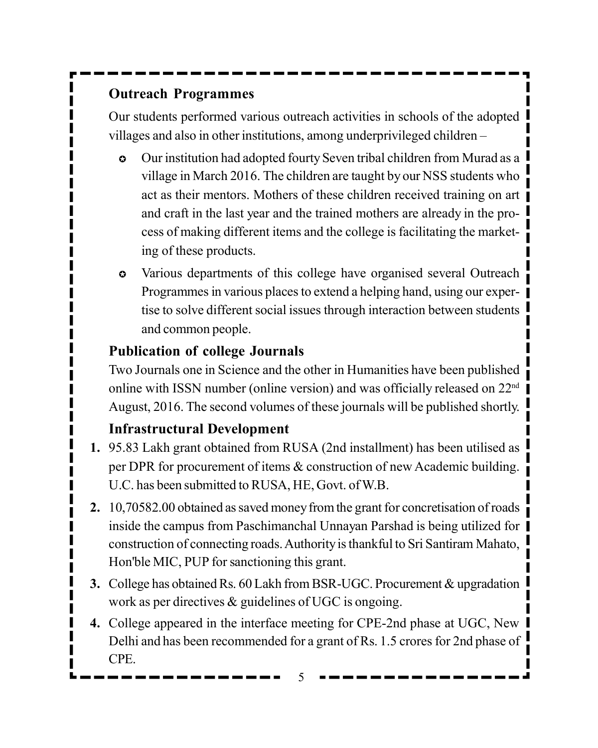## Outreach Programmes

Our students performed various outreach activities in schools of the adopted villages and also in other institutions, among underprivileged children –

- Our institution had adopted fourty Seven tribal children from Murad as a village in March 2016. The children are taught by our NSS students who act as their mentors. Mothers of these children received training on art and craft in the last year and the trained mothers are already in the process of making different items and the college is facilitating the marketing of these products.
- Various departments of this college have organised several Outreach Programmes in various places to extend a helping hand, using our expertise to solve different social issues through interaction between students and common people.

## Publication of college Journals

Two Journals one in Science and the other in Humanities have been published online with ISSN number (online version) and was officially released on 22nd August, 2016. The second volumes of these journals will be published shortly.

## Infrastructural Development

1. 95.83 Lakh grant obtained from RUSA (2nd installment) has been utilised as per DPR for procurement of items & construction of new Academic building. U.C. has been submitted to RUSA, HE, Govt. of W.B.
2. 10,70582.00 obtained as saved money from the grant for concretisation of roads inside the campus from Paschimanchal Unnayan Parshad is being utilized for construction of connecting roads. Authority is thankful to Sri Santiram Mahato, Hon'ble MIC, PUP for sanctioning this grant.
3. College has obtained Rs. 60 Lakh from BSR-UGC. Procurement & upgradation work as per directives & guidelines of UGC is ongoing.
4. College appeared in the interface meeting for CPE-2nd phase at UGC, New Delhi and has been recommended for a grant of Rs. 1.5 crores for 2nd phase of CPE.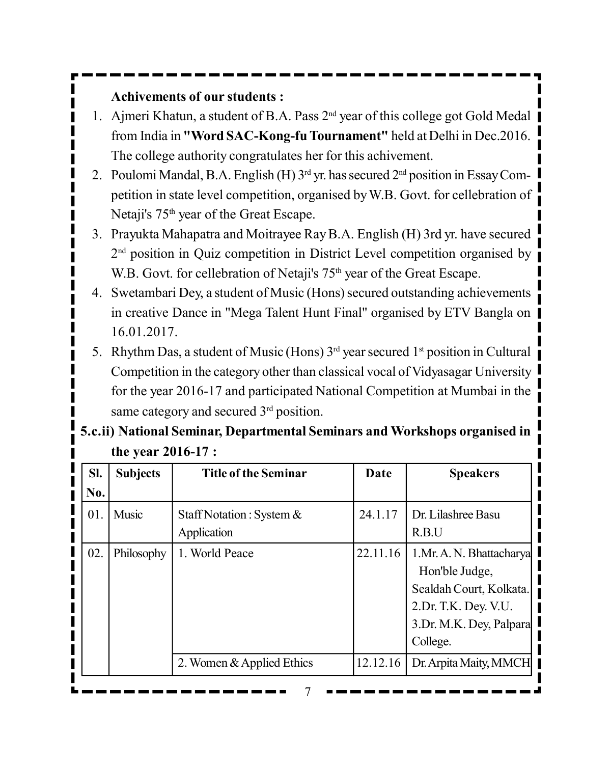**Achivements of our students :**

1. Ajmeri Khatun, a student of B.A. Pass 2nd year of this college got Gold Medal from India in **"Word SAC-Kong-fu Tournament"** held at Delhi in Dec.2016. The college authority congratulates her for this achivement.
2. Poulomi Mandal, B.A. English (H) 3rd yr. has secured 2nd position in Essay Competition in state level competition, organised by W.B. Govt. for cellebration of Netaji's 75th year of the Great Escape.
3. Prayukta Mahapatra and Moitrayee Ray B.A. English (H) 3rd yr. have secured 2nd position in Quiz competition in District Level competition organised by W.B. Govt. for cellebration of Netaji's 75th year of the Great Escape.
4. Swetambari Dey, a student of Music (Hons) secured outstanding achievements in creative Dance in "Mega Talent Hunt Final" organised by ETV Bangla on 16.01.2017.
5. Rhythm Das, a student of Music (Hons) 3rd year secured 1st position in Cultural Competition in the category other than classical vocal of Vidyasagar University for the year 2016-17 and participated National Competition at Mumbai in the same category and secured 3rd position.

**5.c.ii) National Seminar, Departmental Seminars and Workshops organised in the year 2016-17 :**

| Sl. No. | Subjects | Title of the Seminar | Date | Speakers |
|---|---|---|---|---|
| 01. | Music | Staff Notation : System & Application | 24.1.17 | Dr. Lilashree Basu R.B.U |
| 02. | Philosophy | 1. World Peace | 22.11.16 | 1.Mr. A. N. Bhattacharya Hon'ble Judge, Sealdah Court, Kolkata. 2.Dr. T.K. Dey. V.U. 3.Dr. M.K. Dey, Palpara College. |
| | | 2. Women & Applied Ethics | 12.12.16 | Dr. Arpita Maity, MMCH |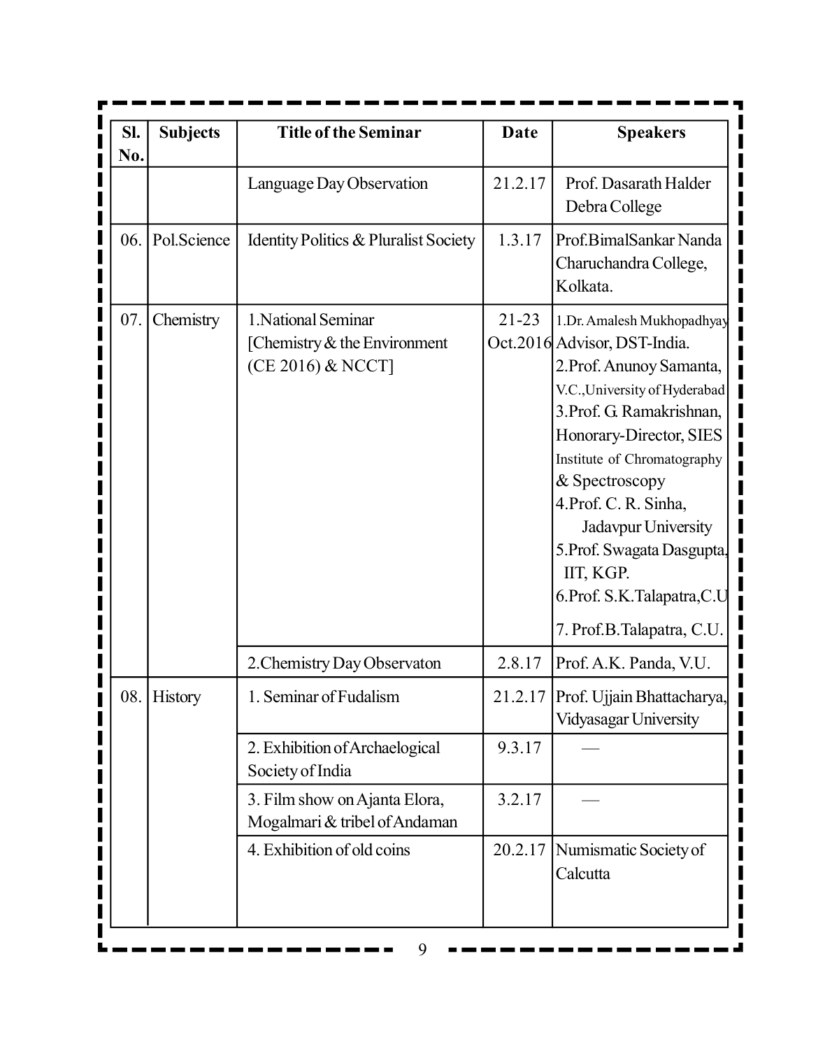| Sl. No. | Subjects | Title of the Seminar | Date | Speakers |
|---|---|---|---|---|
| | | Language Day Observation | 21.2.17 | Prof. Dasarath Halder Debra College |
| 06. | Pol.Science | Identity Politics & Pluralist Society | 1.3.17 | Prof.BimalSankar Nanda Charuchandra College, Kolkata. |
| 07. | Chemistry | 1.National Seminar [Chemistry & the Environment (CE 2016) & NCCT] | 21-23 Oct.2016 | 1.Dr. Amalesh Mukhopadhyay Advisor, DST-India. 2.Prof. Anunoy Samanta, V.C.,University of Hyderabad 3.Prof. G. Ramakrishnan, Honorary-Director, SIES Institute of Chromatography & Spectroscopy 4.Prof. C. R. Sinha, Jadavpur University 5.Prof. Swagata Dasgupta, IIT, KGP. 6.Prof. S.K.Talapatra,C.U 7. Prof.B.Talapatra, C.U. |
| | | 2.Chemistry Day Observaton | 2.8.17 | Prof. A.K. Panda, V.U. |
| 08. | History | 1. Seminar of Fudalism | 21.2.17 | Prof. Ujjain Bhattacharya, Vidyasagar University |
| | | 2. Exhibition of Archaelogical Society of India | 9.3.17 | — |
| | | 3. Film show on Ajanta Elora, Mogalmari & tribel of Andaman | 3.2.17 | — |
| | | 4. Exhibition of old coins | 20.2.17 | Numismatic Society of Calcutta |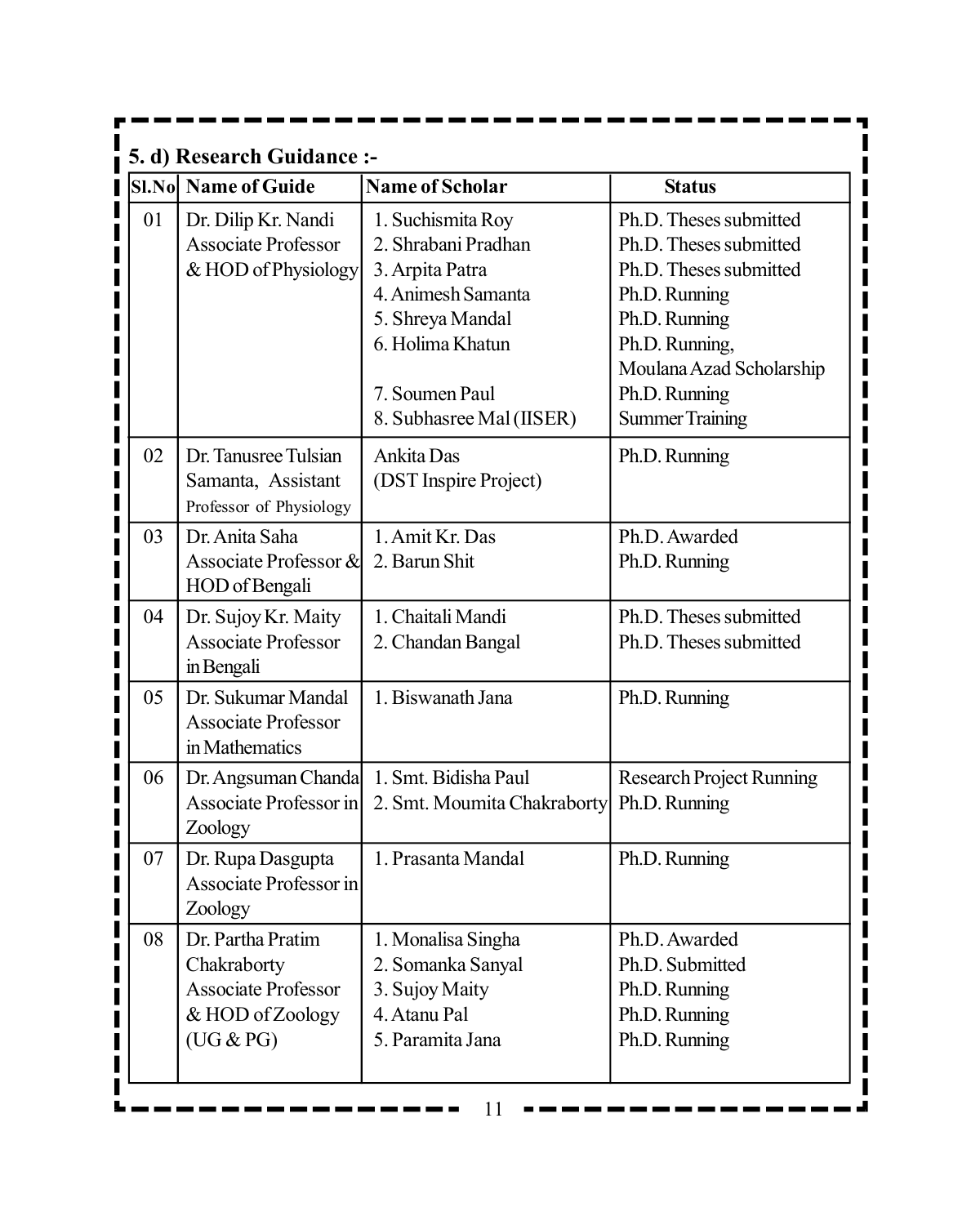### 5. d) Research Guidance :-

| Sl.No | Name of Guide | Name of Scholar | Status |
|---|---|---|---|
| 01 | Dr. Dilip Kr. Nandi Associate Professor & HOD of Physiology | 1. Suchismita Roy<br>2. Shrabani Pradhan<br>3. Arpita Patra<br>4. Animesh Samanta<br>5. Shreya Mandal<br>6. Holima Khatun<br>7. Soumen Paul<br>8. Subhasree Mal (IISER) | Ph.D. Theses submitted<br>Ph.D. Theses submitted<br>Ph.D. Theses submitted<br>Ph.D. Running<br>Ph.D. Running<br>Ph.D. Running, Moulana Azad Scholarship<br>Ph.D. Running<br>Summer Training |
| 02 | Dr. Tanusree Tulsian Samanta, Assistant Professor of Physiology | Ankita Das (DST Inspire Project) | Ph.D. Running |
| 03 | Dr. Anita Saha Associate Professor & HOD of Bengali | 1. Amit Kr. Das<br>2. Barun Shit | Ph.D. Awarded<br>Ph.D. Running |
| 04 | Dr. Sujoy Kr. Maity Associate Professor in Bengali | 1. Chaitali Mandi<br>2. Chandan Bangal | Ph.D. Theses submitted<br>Ph.D. Theses submitted |
| 05 | Dr. Sukumar Mandal Associate Professor in Mathematics | 1. Biswanath Jana | Ph.D. Running |
| 06 | Dr. Angsuman Chanda Associate Professor in Zoology | 1. Smt. Bidisha Paul<br>2. Smt. Moumita Chakraborty | Research Project Running<br>Ph.D. Running |
| 07 | Dr. Rupa Dasgupta Associate Professor in Zoology | 1. Prasanta Mandal | Ph.D. Running |
| 08 | Dr. Partha Pratim Chakraborty Associate Professor & HOD of Zoology (UG & PG) | 1. Monalisa Singha<br>2. Somanka Sanyal<br>3. Sujoy Maity<br>4. Atanu Pal<br>5. Paramita Jana | Ph.D. Awarded<br>Ph.D. Submitted<br>Ph.D. Running<br>Ph.D. Running<br>Ph.D. Running |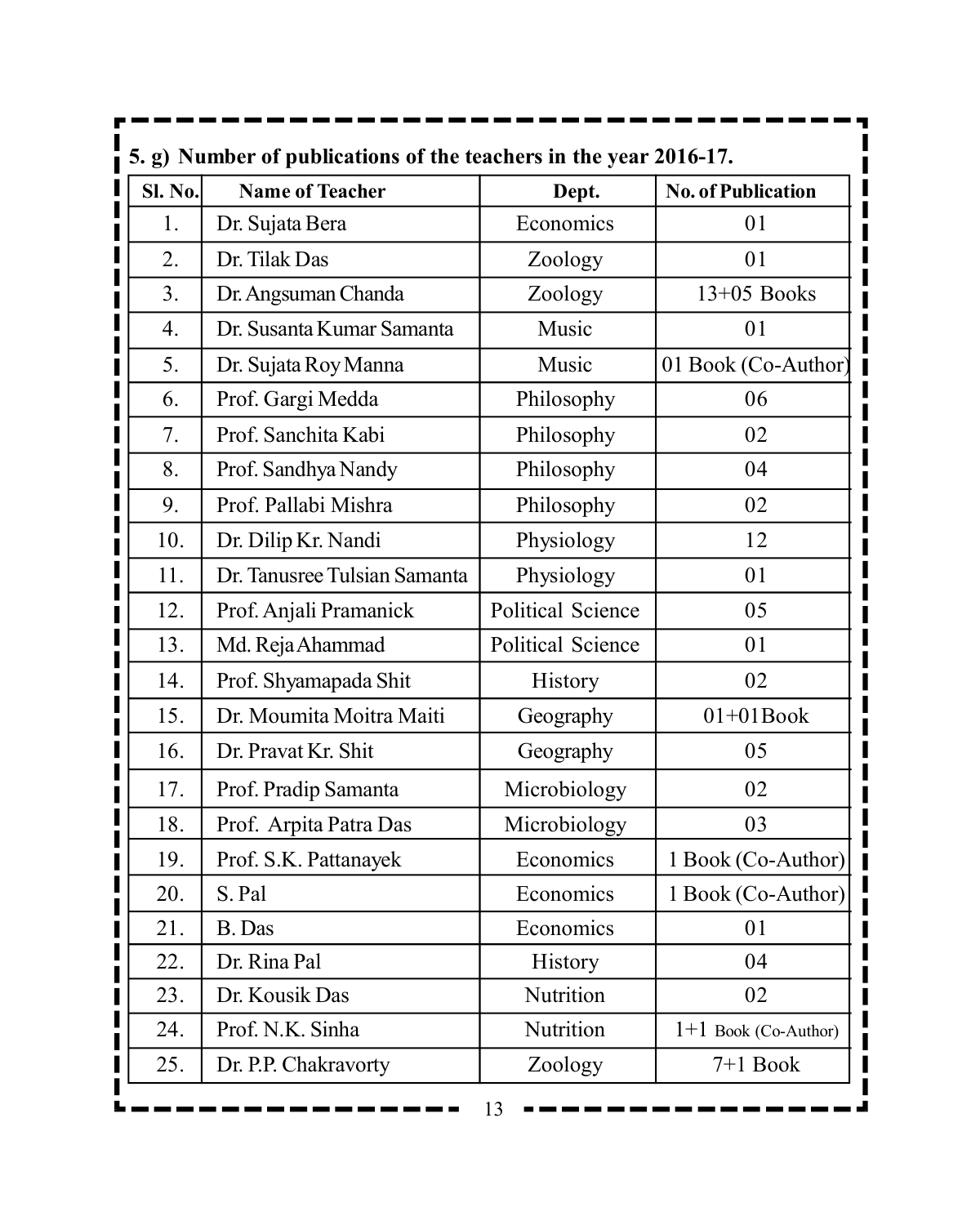**5. g) Number of publications of the teachers in the year 2016-17.**

| Sl. No. | Name of Teacher | Dept. | No. of Publication |
|---|---|---|---|
| 1. | Dr. Sujata Bera | Economics | 01 |
| 2. | Dr. Tilak Das | Zoology | 01 |
| 3. | Dr. Angsuman Chanda | Zoology | 13+05 Books |
| 4. | Dr. Susanta Kumar Samanta | Music | 01 |
| 5. | Dr. Sujata Roy Manna | Music | 01 Book (Co-Author) |
| 6. | Prof. Gargi Medda | Philosophy | 06 |
| 7. | Prof. Sanchita Kabi | Philosophy | 02 |
| 8. | Prof. Sandhya Nandy | Philosophy | 04 |
| 9. | Prof. Pallabi Mishra | Philosophy | 02 |
| 10. | Dr. Dilip Kr. Nandi | Physiology | 12 |
| 11. | Dr. Tanusree Tulsian Samanta | Physiology | 01 |
| 12. | Prof. Anjali Pramanick | Political Science | 05 |
| 13. | Md. Reja Ahammad | Political Science | 01 |
| 14. | Prof. Shyamapada Shit | History | 02 |
| 15. | Dr. Moumita Moitra Maiti | Geography | 01+01Book |
| 16. | Dr. Pravat Kr. Shit | Geography | 05 |
| 17. | Prof. Pradip Samanta | Microbiology | 02 |
| 18. | Prof. Arpita Patra Das | Microbiology | 03 |
| 19. | Prof. S.K. Pattanayek | Economics | 1 Book (Co-Author) |
| 20. | S. Pal | Economics | 1 Book (Co-Author) |
| 21. | B. Das | Economics | 01 |
| 22. | Dr. Rina Pal | History | 04 |
| 23. | Dr. Kousik Das | Nutrition | 02 |
| 24. | Prof. N.K. Sinha | Nutrition | 1+1 Book (Co-Author) |
| 25. | Dr. P.P. Chakravorty | Zoology | 7+1 Book |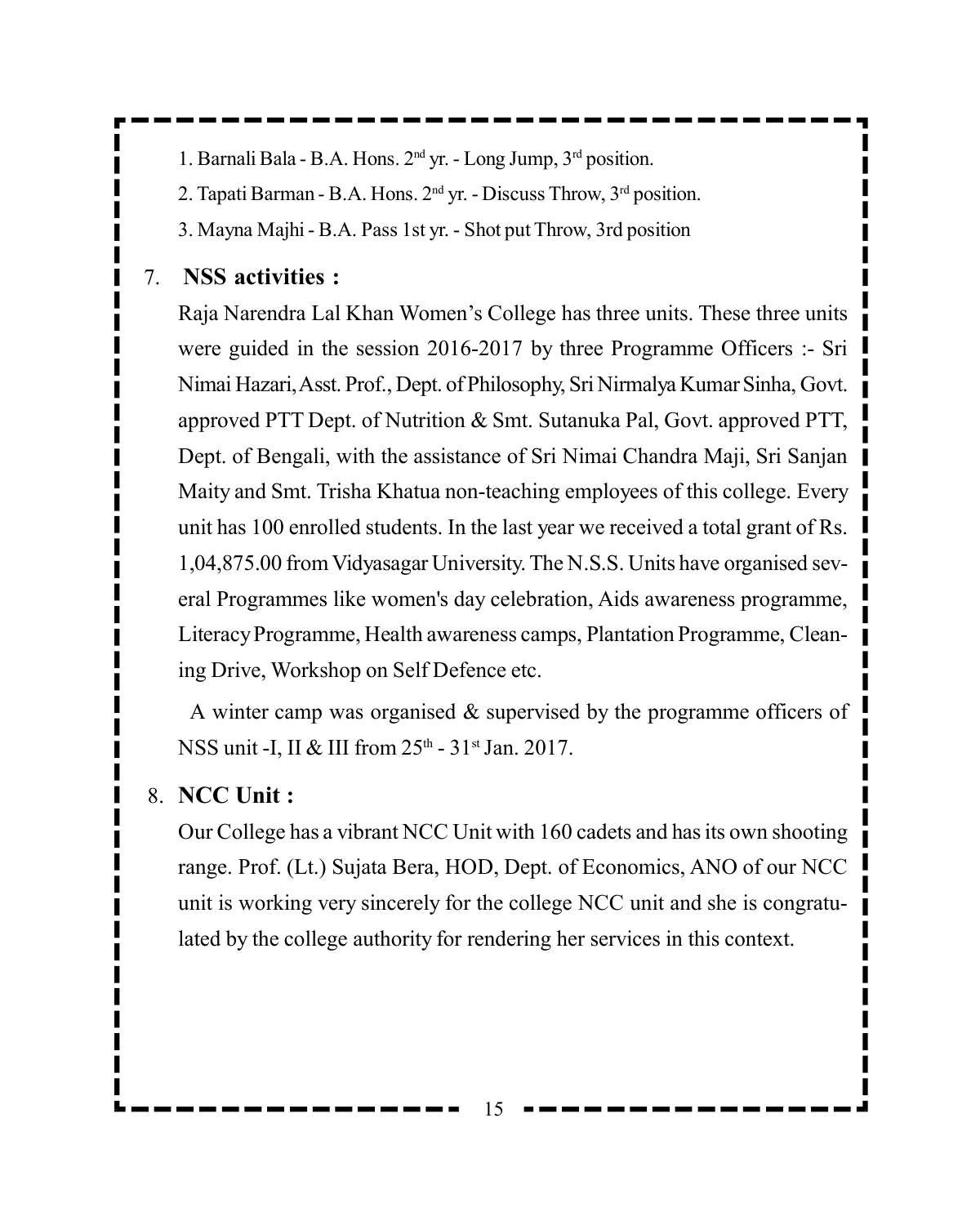1. Barnali Bala - B.A. Hons. 2nd yr. - Long Jump, 3rd position.
2. Tapati Barman - B.A. Hons. 2nd yr. - Discuss Throw, 3rd position.
3. Mayna Majhi - B.A. Pass 1st yr. - Shot put Throw, 3rd position

## 7. NSS activities :

Raja Narendra Lal Khan Women's College has three units. These three units were guided in the session 2016-2017 by three Programme Officers :- Sri Nimai Hazari, Asst. Prof., Dept. of Philosophy, Sri Nirmalya Kumar Sinha, Govt. approved PTT Dept. of Nutrition & Smt. Sutanuka Pal, Govt. approved PTT, Dept. of Bengali, with the assistance of Sri Nimai Chandra Maji, Sri Sanjan Maity and Smt. Trisha Khatua non-teaching employees of this college. Every unit has 100 enrolled students. In the last year we received a total grant of Rs. 1,04,875.00 from Vidyasagar University. The N.S.S. Units have organised several Programmes like women's day celebration, Aids awareness programme, Literacy Programme, Health awareness camps, Plantation Programme, Cleaning Drive, Workshop on Self Defence etc.

A winter camp was organised & supervised by the programme officers of NSS unit -I, II & III from 25th - 31st Jan. 2017.

## 8. NCC Unit :

Our College has a vibrant NCC Unit with 160 cadets and has its own shooting range. Prof. (Lt.) Sujata Bera, HOD, Dept. of Economics, ANO of our NCC unit is working very sincerely for the college NCC unit and she is congratulated by the college authority for rendering her services in this context.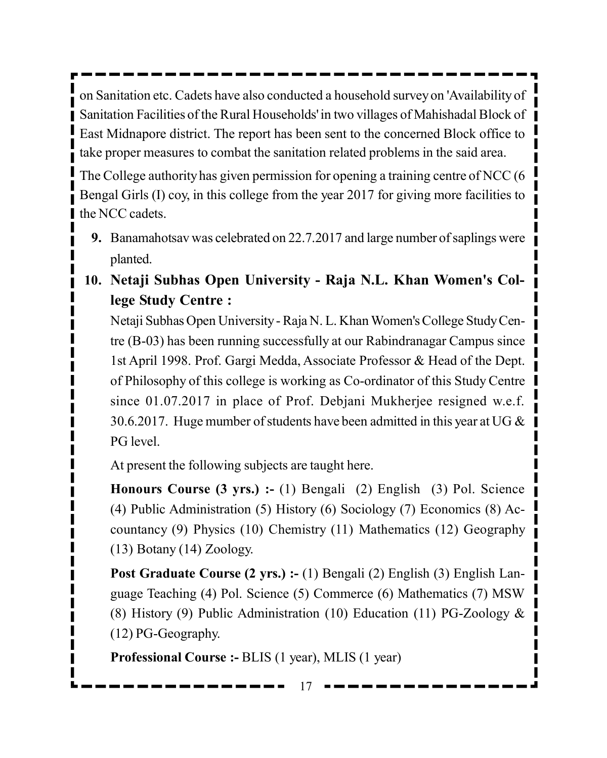on Sanitation etc. Cadets have also conducted a household survey on 'Availability of Sanitation Facilities of the Rural Households' in two villages of Mahishadal Block of East Midnapore district. The report has been sent to the concerned Block office to take proper measures to combat the sanitation related problems in the said area.

The College authority has given permission for opening a training centre of NCC (6 Bengal Girls (I) coy, in this college from the year 2017 for giving more facilities to the NCC cadets.

**9.** Banamahotsav was celebrated on 22.7.2017 and large number of saplings were planted.

**10. Netaji Subhas Open University - Raja N.L. Khan Women's College Study Centre :**

Netaji Subhas Open University - Raja N. L. Khan Women's College Study Centre (B-03) has been running successfully at our Rabindranagar Campus since 1st April 1998. Prof. Gargi Medda, Associate Professor & Head of the Dept. of Philosophy of this college is working as Co-ordinator of this Study Centre since 01.07.2017 in place of Prof. Debjani Mukherjee resigned w.e.f. 30.6.2017. Huge mumber of students have been admitted in this year at UG & PG level.

At present the following subjects are taught here.

**Honours Course (3 yrs.) :-** (1) Bengali (2) English (3) Pol. Science (4) Public Administration (5) History (6) Sociology (7) Economics (8) Accountancy (9) Physics (10) Chemistry (11) Mathematics (12) Geography (13) Botany (14) Zoology.

**Post Graduate Course (2 yrs.) :-** (1) Bengali (2) English (3) English Language Teaching (4) Pol. Science (5) Commerce (6) Mathematics (7) MSW (8) History (9) Public Administration (10) Education (11) PG-Zoology & (12) PG-Geography.

**Professional Course :-** BLIS (1 year), MLIS (1 year)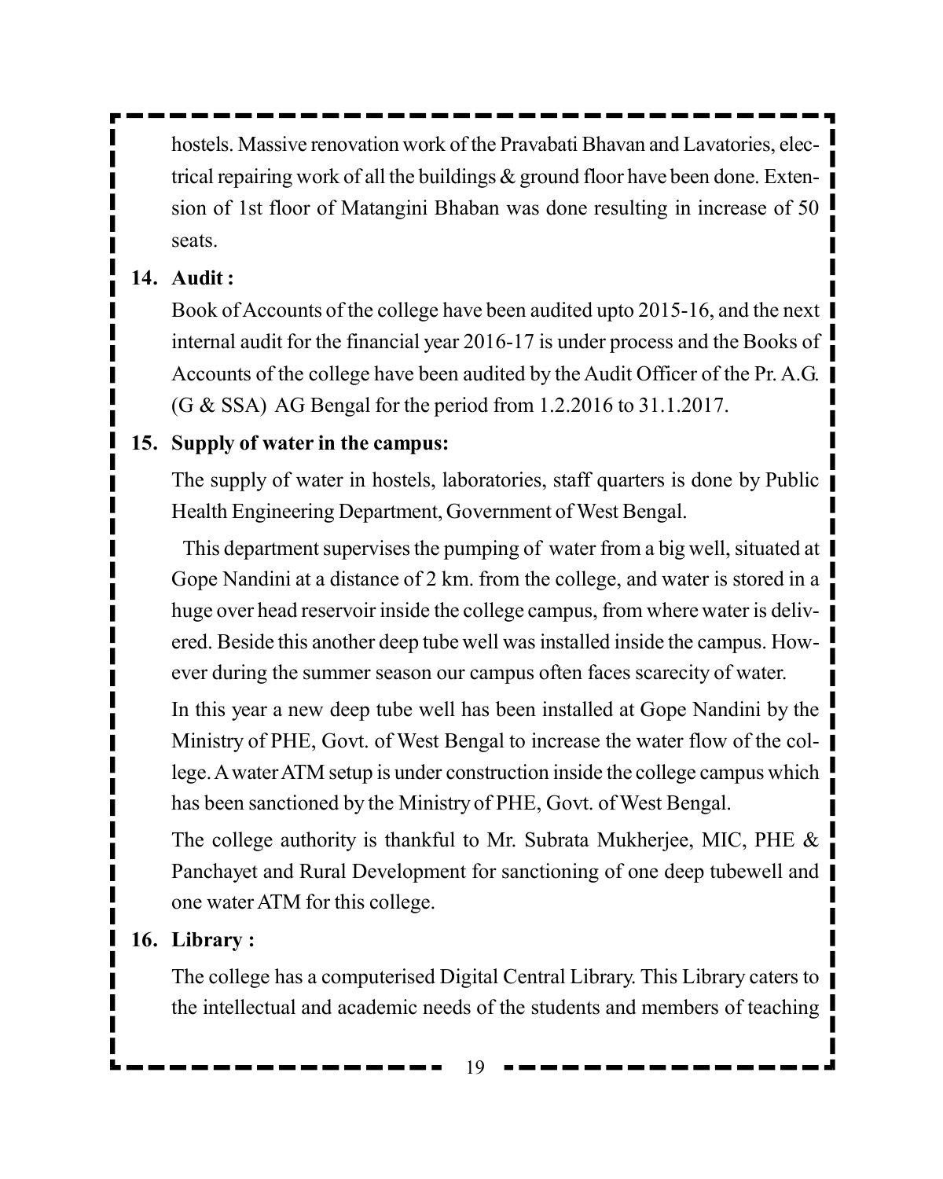hostels. Massive renovation work of the Pravabati Bhavan and Lavatories, electrical repairing work of all the buildings & ground floor have been done. Extension of 1st floor of Matangini Bhaban was done resulting in increase of 50 seats.

**14. Audit :**

Book of Accounts of the college have been audited upto 2015-16, and the next internal audit for the financial year 2016-17 is under process and the Books of Accounts of the college have been audited by the Audit Officer of the Pr. A.G. (G & SSA) AG Bengal for the period from 1.2.2016 to 31.1.2017.

**15. Supply of water in the campus:**

The supply of water in hostels, laboratories, staff quarters is done by Public Health Engineering Department, Government of West Bengal.

This department supervises the pumping of water from a big well, situated at Gope Nandini at a distance of 2 km. from the college, and water is stored in a huge over head reservoir inside the college campus, from where water is delivered. Beside this another deep tube well was installed inside the campus. However during the summer season our campus often faces scarecity of water.

In this year a new deep tube well has been installed at Gope Nandini by the Ministry of PHE, Govt. of West Bengal to increase the water flow of the college. A water ATM setup is under construction inside the college campus which has been sanctioned by the Ministry of PHE, Govt. of West Bengal.

The college authority is thankful to Mr. Subrata Mukherjee, MIC, PHE & Panchayet and Rural Development for sanctioning of one deep tubewell and one water ATM for this college.

**16. Library :**

The college has a computerised Digital Central Library. This Library caters to the intellectual and academic needs of the students and members of teaching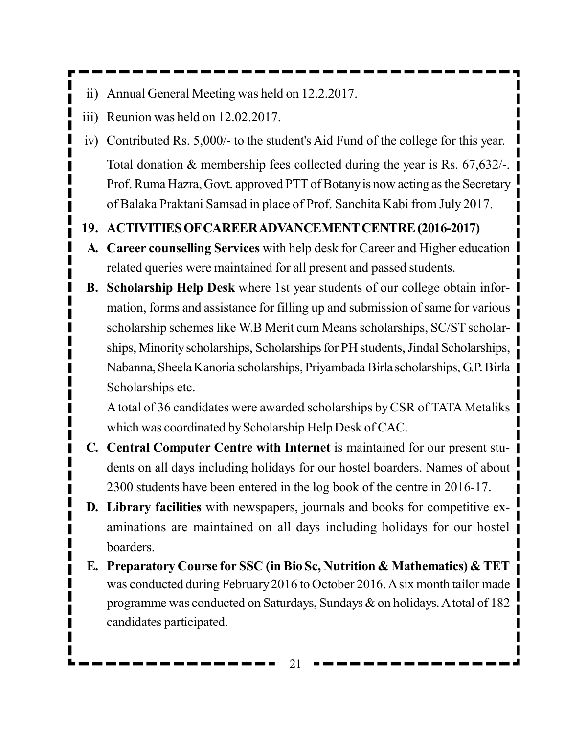ii) Annual General Meeting was held on 12.2.2017.

iii) Reunion was held on 12.02.2017.

iv) Contributed Rs. 5,000/- to the student's Aid Fund of the college for this year.

Total donation & membership fees collected during the year is Rs. 67,632/-. Prof. Ruma Hazra, Govt. approved PTT of Botany is now acting as the Secretary of Balaka Praktani Samsad in place of Prof. Sanchita Kabi from July 2017.

## 19. ACTIVITIES OF CAREER ADVANCEMENT CENTRE (2016-2017)

**A. Career counselling Services** with help desk for Career and Higher education related queries were maintained for all present and passed students.

**B. Scholarship Help Desk** where 1st year students of our college obtain information, forms and assistance for filling up and submission of same for various scholarship schemes like W.B Merit cum Means scholarships, SC/ST scholarships, Minority scholarships, Scholarships for PH students, Jindal Scholarships, Nabanna, Sheela Kanoria scholarships, Priyambada Birla scholarships, G.P. Birla Scholarships etc.

A total of 36 candidates were awarded scholarships by CSR of TATA Metaliks which was coordinated by Scholarship Help Desk of CAC.

**C. Central Computer Centre with Internet** is maintained for our present students on all days including holidays for our hostel boarders. Names of about 2300 students have been entered in the log book of the centre in 2016-17.

**D. Library facilities** with newspapers, journals and books for competitive examinations are maintained on all days including holidays for our hostel boarders.

**E. Preparatory Course for SSC (in Bio Sc, Nutrition & Mathematics) & TET** was conducted during February 2016 to October 2016. A six month tailor made programme was conducted on Saturdays, Sundays & on holidays. A total of 182 candidates participated.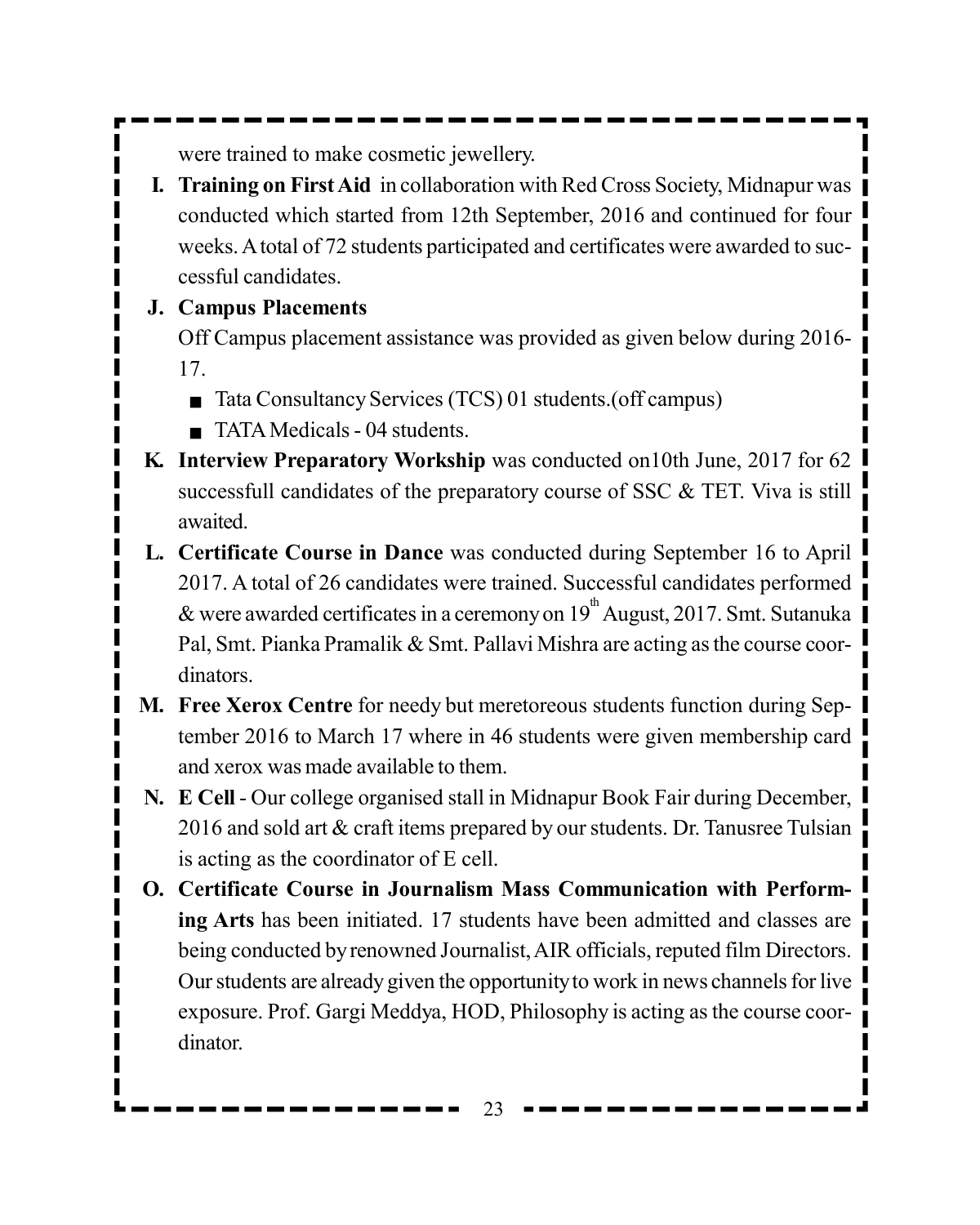were trained to make cosmetic jewellery.

I. **Training on First Aid** in collaboration with Red Cross Society, Midnapur was conducted which started from 12th September, 2016 and continued for four weeks. A total of 72 students participated and certificates were awarded to successful candidates.

J. **Campus Placements**

   Off Campus placement assistance was provided as given below during 2016-17.

   - Tata Consultancy Services (TCS) 01 students.(off campus)
   - TATA Medicals - 04 students.

K. **Interview Preparatory Workship** was conducted on10th June, 2017 for 62 successfull candidates of the preparatory course of SSC & TET. Viva is still awaited.

L. **Certificate Course in Dance** was conducted during September 16 to April 2017. A total of 26 candidates were trained. Successful candidates performed & were awarded certificates in a ceremony on 19th August, 2017. Smt. Sutanuka Pal, Smt. Pianka Pramalik & Smt. Pallavi Mishra are acting as the course coordinators.

M. **Free Xerox Centre** for needy but meretoreous students function during September 2016 to March 17 where in 46 students were given membership card and xerox was made available to them.

N. **E Cell** - Our college organised stall in Midnapur Book Fair during December, 2016 and sold art & craft items prepared by our students. Dr. Tanusree Tulsian is acting as the coordinator of E cell.

O. **Certificate Course in Journalism Mass Communication with Performing Arts** has been initiated. 17 students have been admitted and classes are being conducted by renowned Journalist, AIR officials, reputed film Directors. Our students are already given the opportunity to work in news channels for live exposure. Prof. Gargi Meddya, HOD, Philosophy is acting as the course coordinator.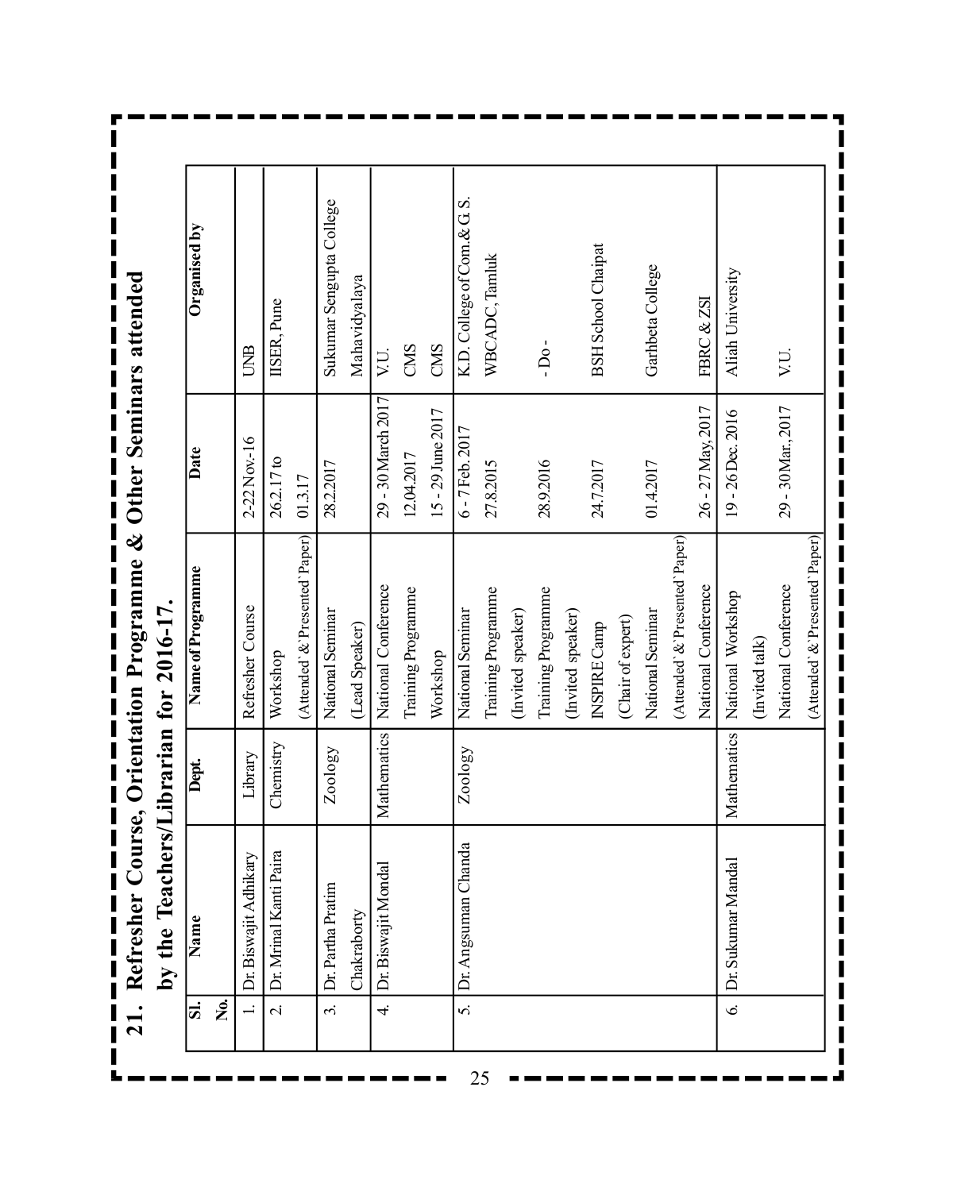## 21. Refresher Course, Orientation Programme & Other Seminars attended by the Teachers/Librarian for 2016-17.

| Sl. No. | Name | Dept. | Name of Programme | Date | Organised by |
|---|---|---|---|---|---|
| 1. | Dr. Biswajit Adhikary | Library | Refresher Course | 2-22 Nov.-16 | UNB |
| 2. | Dr. Mrinal Kanti Paira | Chemistry | Workshop (Attended`&`Presented`Paper) | 26.2.17 to 01.3.17 | IISER, Pune |
| 3. | Dr. Partha Pratim Chakraborty | Zoology | National Seminar (Lead Speaker) | 28.2.2017 | Sukumar Sengupta College Mahavidyalaya |
| 4. | Dr. Biswajit Mondal | Mathematics | National Conference | 29 - 30 March 2017 | V.U. |
| | | | Training Programme | 12.04.2017 | CMS |
| | | | Workshop | 15 - 29 June 2017 | CMS |
| 5. | Dr. Angsuman Chanda | Zoology | National Seminar | 6 - 7 Feb. 2017 | K.D. College of Com.& G. S. |
| | | | Training Programme (Invited speaker) | 27.8.2015 | WBCADC, Tamluk |
| | | | Training Programme (Invited speaker) | 28.9.2016 | - Do - |
| | | | INSPIRE Camp (Chair of expert) | 24.7.2017 | BSH School Chaipat |
| | | | National Seminar (Attended`&`Presented`Paper) | 01.4.2017 | Garhbeta College |
| | | | National Conference | 26 - 27 May, 2017 | FBRC & ZSI |
| 6. | Dr. Sukumar Mandal | Mathematics | National Workshop (Invited talk) | 19 - 26 Dec. 2016 | Aliah University |
| | | | National Conference (Attended`&`Presented`Paper) | 29 - 30 Mar., 2017 | V.U. |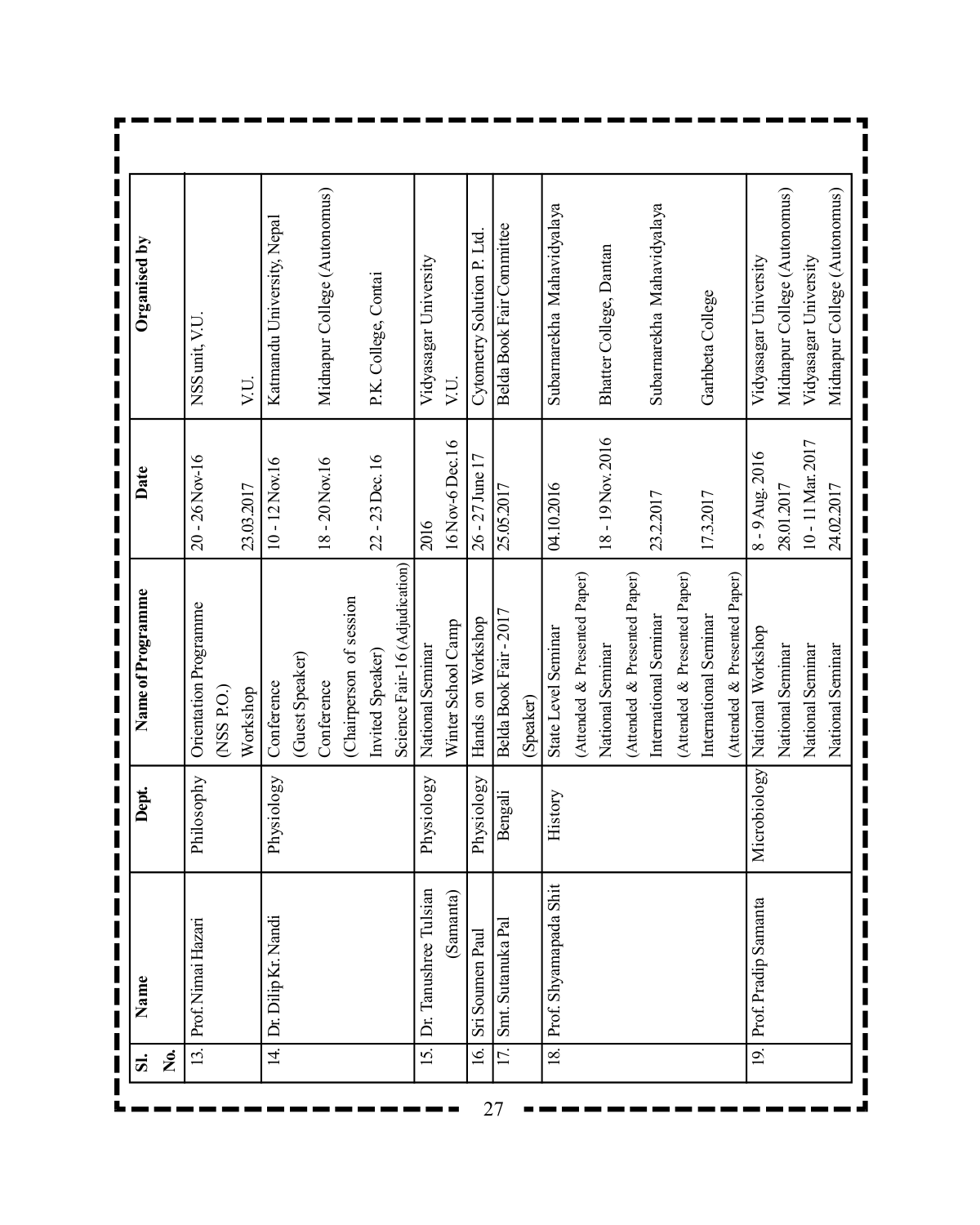| Sl. No. | Name | Dept. | Name of Programme | Date | Organised by |
|---|---|---|---|---|---|
| 13. | Prof. Nimai Hazari | Philosophy | Orientation Programme (NSS P.O.) | 20 - 26 Nov-16 | NSS unit, V.U. |
| | | | Workshop | 23.03.2017 | V.U. |
| 14. | Dr. Dilip Kr. Nandi | Physiology | Conference (Guest Speaker) | 10 - 12 Nov.16 | Katmandu University, Nepal |
| | | | Conference (Chairperson of session | 18 - 20 Nov.16 | Midnapur College (Autonomus) |
| | | | Invited Speaker) Science Fair-16 (Adjudication) | 22 - 23 Dec. 16 | P.K. College, Contai |
| 15. | Dr. Tanushree Tulsian (Samanta) | Physiology | National Seminar | 2016 | Vidyasagar University |
| | | | Winter School Camp | 16 Nov-6 Dec.16 | V.U. |
| 16. | Sri Soumen Paul | Physiology | Hands on Workshop | 26 - 27 June 17 | Cytometry Solution P. Ltd. |
| 17. | Smt. Sutanuka Pal | Bengali | Belda Book Fair - 2017 (Speaker) | 25.05.2017 | Belda Book Fair Committee |
| 18. | Prof. Shyamapada Shit | History | State Level Seminar (Attended & Presented Paper) | 04.10.2016 | Subarnarekha Mahavidyalaya |
| | | | National Seminar (Attended & Presented Paper) | 18 - 19 Nov. 2016 | Bhatter College, Dantan |
| | | | International Seminar (Attended & Presented Paper) | 23.2.2017 | Subarnarekha Mahavidyalaya |
| | | | International Seminar (Attended & Presented Paper) | 17.3.2017 | Garhbeta College |
| 19. | Prof. Pradip Samanta | Microbiology | National Workshop | 8 - 9 Aug. 2016 | Vidyasagar University |
| | | | National Seminar | 28.01.2017 | Midnapur College (Autonomus) |
| | | | National Seminar | 10 - 11 Mar. 2017 | Vidyasagar University |
| | | | National Seminar | 24.02.2017 | Midnapur College (Autonomus) |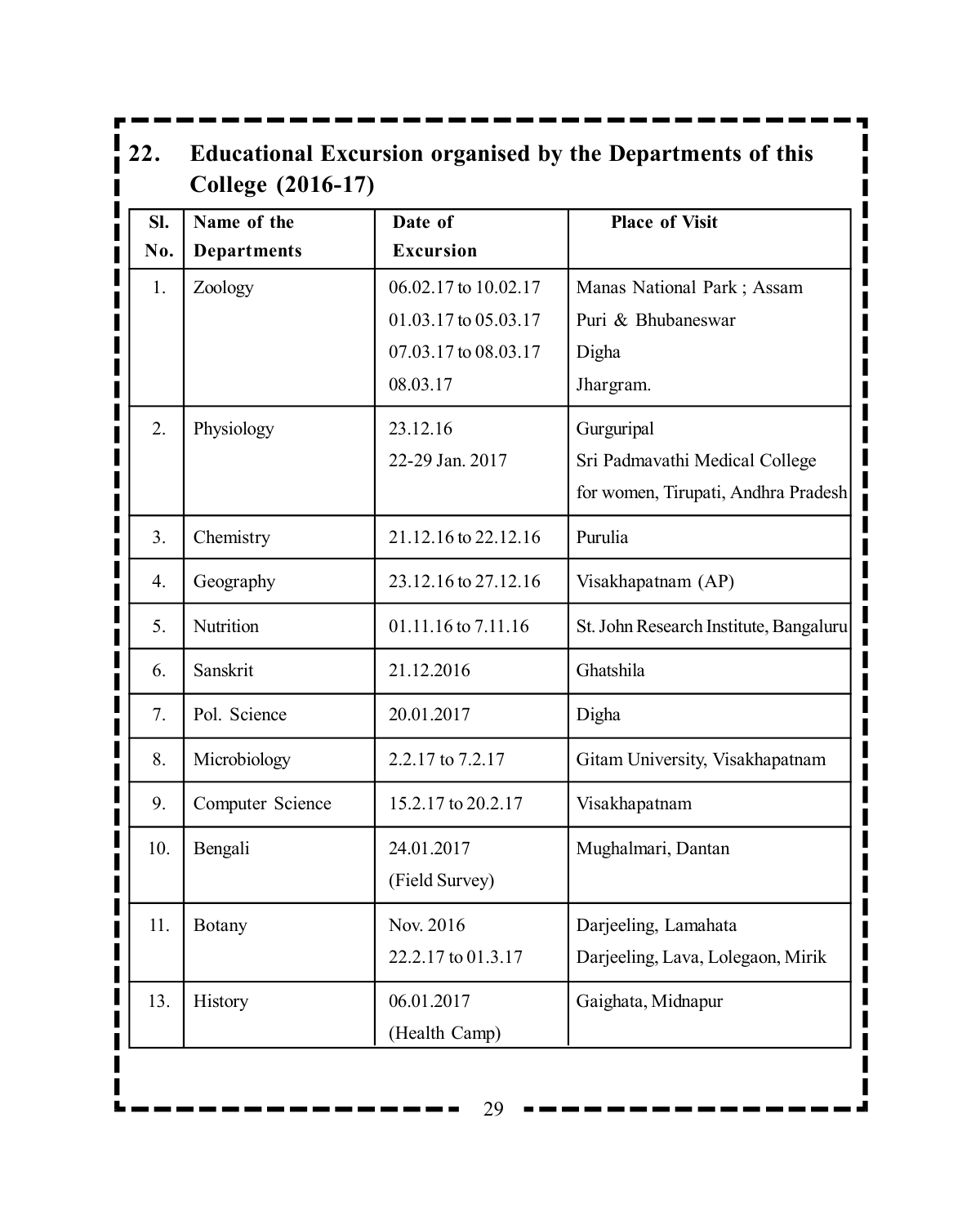## 22. Educational Excursion organised by the Departments of this College (2016-17)

| Sl. No. | Name of the Departments | Date of Excursion | Place of Visit |
|---|---|---|---|
| 1. | Zoology | 06.02.17 to 10.02.17<br>01.03.17 to 05.03.17<br>07.03.17 to 08.03.17<br>08.03.17 | Manas National Park ; Assam<br>Puri & Bhubaneswar<br>Digha<br>Jhargram. |
| 2. | Physiology | 23.12.16<br>22-29 Jan. 2017 | Gurguripal<br>Sri Padmavathi Medical College for women, Tirupati, Andhra Pradesh |
| 3. | Chemistry | 21.12.16 to 22.12.16 | Purulia |
| 4. | Geography | 23.12.16 to 27.12.16 | Visakhapatnam (AP) |
| 5. | Nutrition | 01.11.16 to 7.11.16 | St. John Research Institute, Bangaluru |
| 6. | Sanskrit | 21.12.2016 | Ghatshila |
| 7. | Pol. Science | 20.01.2017 | Digha |
| 8. | Microbiology | 2.2.17 to 7.2.17 | Gitam University, Visakhapatnam |
| 9. | Computer Science | 15.2.17 to 20.2.17 | Visakhapatnam |
| 10. | Bengali | 24.01.2017<br>(Field Survey) | Mughalmari, Dantan |
| 11. | Botany | Nov. 2016<br>22.2.17 to 01.3.17 | Darjeeling, Lamahata<br>Darjeeling, Lava, Lolegaon, Mirik |
| 13. | History | 06.01.2017<br>(Health Camp) | Gaighata, Midnapur |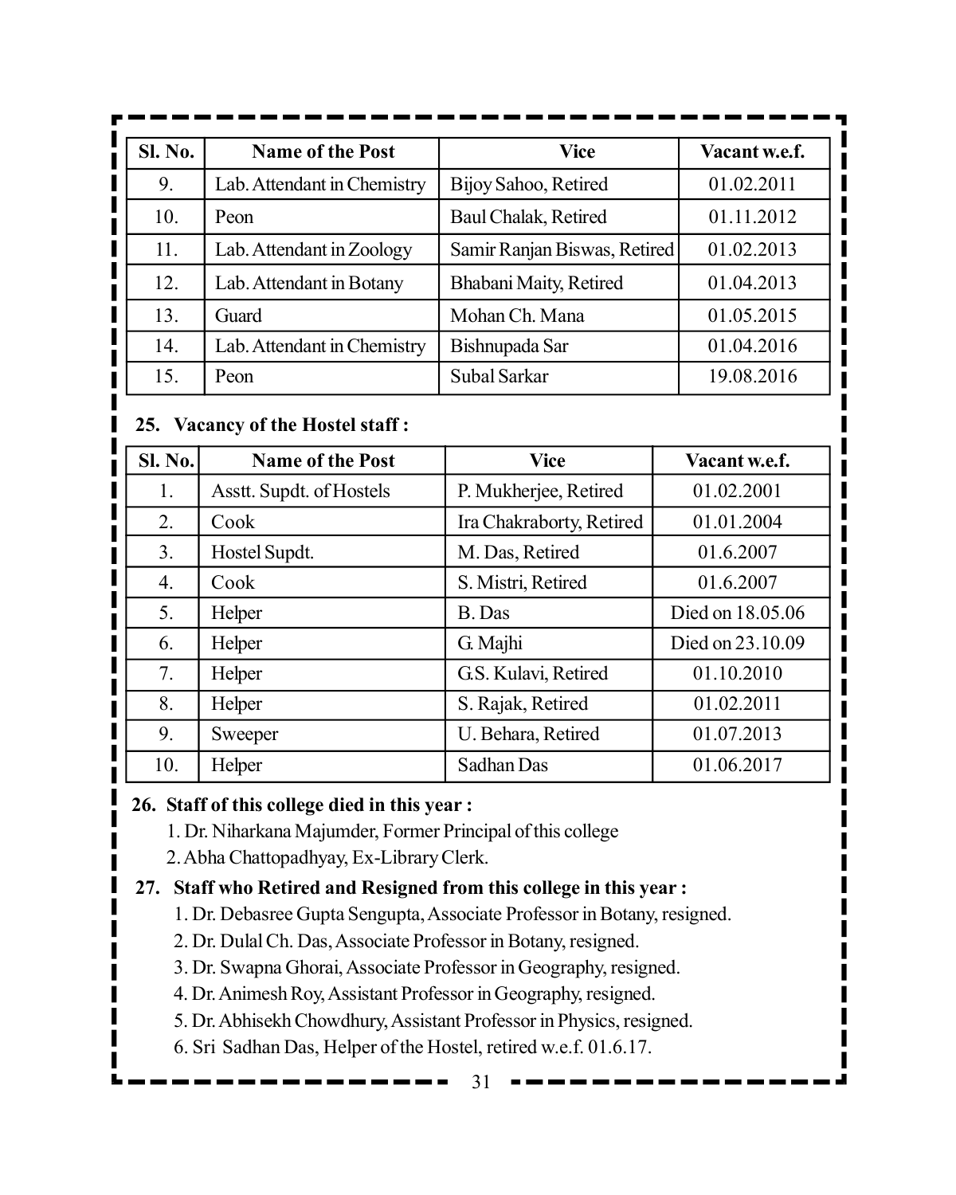| Sl. No. | Name of the Post | Vice | Vacant w.e.f. |
|---|---|---|---|
| 9. | Lab. Attendant in Chemistry | Bijoy Sahoo, Retired | 01.02.2011 |
| 10. | Peon | Baul Chalak, Retired | 01.11.2012 |
| 11. | Lab. Attendant in Zoology | Samir Ranjan Biswas, Retired | 01.02.2013 |
| 12. | Lab. Attendant in Botany | Bhabani Maity, Retired | 01.04.2013 |
| 13. | Guard | Mohan Ch. Mana | 01.05.2015 |
| 14. | Lab. Attendant in Chemistry | Bishnupada Sar | 01.04.2016 |
| 15. | Peon | Subal Sarkar | 19.08.2016 |

**25. Vacancy of the Hostel staff :**

| Sl. No. | Name of the Post | Vice | Vacant w.e.f. |
|---|---|---|---|
| 1. | Asstt. Supdt. of Hostels | P. Mukherjee, Retired | 01.02.2001 |
| 2. | Cook | Ira Chakraborty, Retired | 01.01.2004 |
| 3. | Hostel Supdt. | M. Das, Retired | 01.6.2007 |
| 4. | Cook | S. Mistri, Retired | 01.6.2007 |
| 5. | Helper | B. Das | Died on 18.05.06 |
| 6. | Helper | G. Majhi | Died on 23.10.09 |
| 7. | Helper | G.S. Kulavi, Retired | 01.10.2010 |
| 8. | Helper | S. Rajak, Retired | 01.02.2011 |
| 9. | Sweeper | U. Behara, Retired | 01.07.2013 |
| 10. | Helper | Sadhan Das | 01.06.2017 |

**26. Staff of this college died in this year :**

1. Dr. Niharkana Majumder, Former Principal of this college
2. Abha Chattopadhyay, Ex-Library Clerk.

**27. Staff who Retired and Resigned from this college in this year :**

1. Dr. Debasree Gupta Sengupta, Associate Professor in Botany, resigned.
2. Dr. Dulal Ch. Das, Associate Professor in Botany, resigned.
3. Dr. Swapna Ghorai, Associate Professor in Geography, resigned.
4. Dr. Animesh Roy, Assistant Professor in Geography, resigned.
5. Dr. Abhisekh Chowdhury, Assistant Professor in Physics, resigned.
6. Sri Sadhan Das, Helper of the Hostel, retired w.e.f. 01.6.17.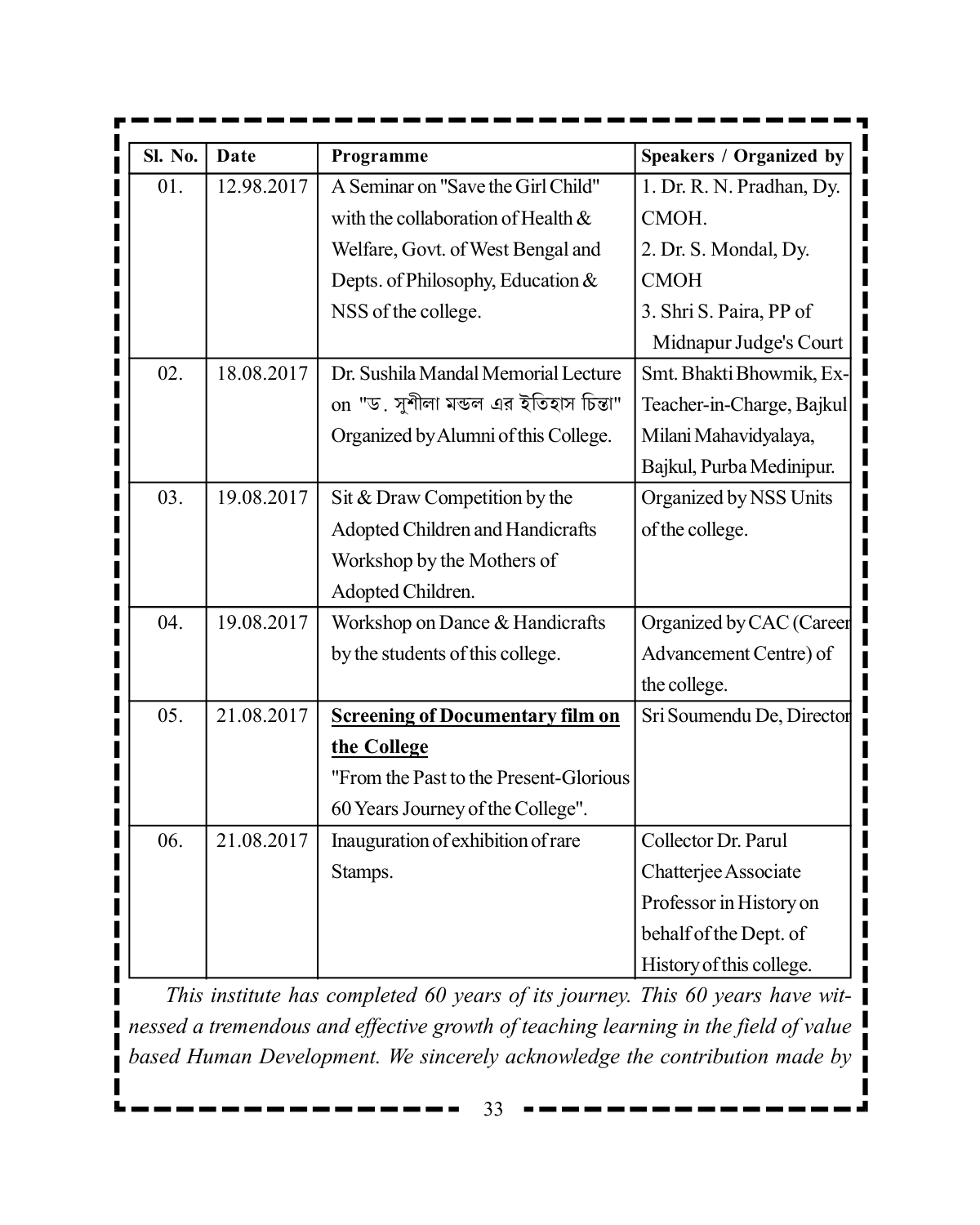| Sl. No. | Date | Programme | Speakers / Organized by |
|---|---|---|---|
| 01. | 12.98.2017 | A Seminar on "Save the Girl Child" with the collaboration of Health & Welfare, Govt. of West Bengal and Depts. of Philosophy, Education & NSS of the college. | 1. Dr. R. N. Pradhan, Dy. CMOH. 2. Dr. S. Mondal, Dy. CMOH 3. Shri S. Paira, PP of Midnapur Judge's Court |
| 02. | 18.08.2017 | Dr. Sushila Mandal Memorial Lecture on "ড. সুশীলা মন্ডল এর ইতিহাস চিন্তা" Organized by Alumni of this College. | Smt. Bhakti Bhowmik, Ex-Teacher-in-Charge, Bajkul Milani Mahavidyalaya, Bajkul, Purba Medinipur. |
| 03. | 19.08.2017 | Sit & Draw Competition by the Adopted Children and Handicrafts Workshop by the Mothers of Adopted Children. | Organized by NSS Units of the college. |
| 04. | 19.08.2017 | Workshop on Dance & Handicrafts by the students of this college. | Organized by CAC (Career Advancement Centre) of the college. |
| 05. | 21.08.2017 | **Screening of Documentary film on the College** "From the Past to the Present-Glorious 60 Years Journey of the College". | Sri Soumendu De, Director |
| 06. | 21.08.2017 | Inauguration of exhibition of rare Stamps. | Collector Dr. Parul Chatterjee Associate Professor in History on behalf of the Dept. of History of this college. |

*This institute has completed 60 years of its journey. This 60 years have witnessed a tremendous and effective growth of teaching learning in the field of value based Human Development. We sincerely acknowledge the contribution made by*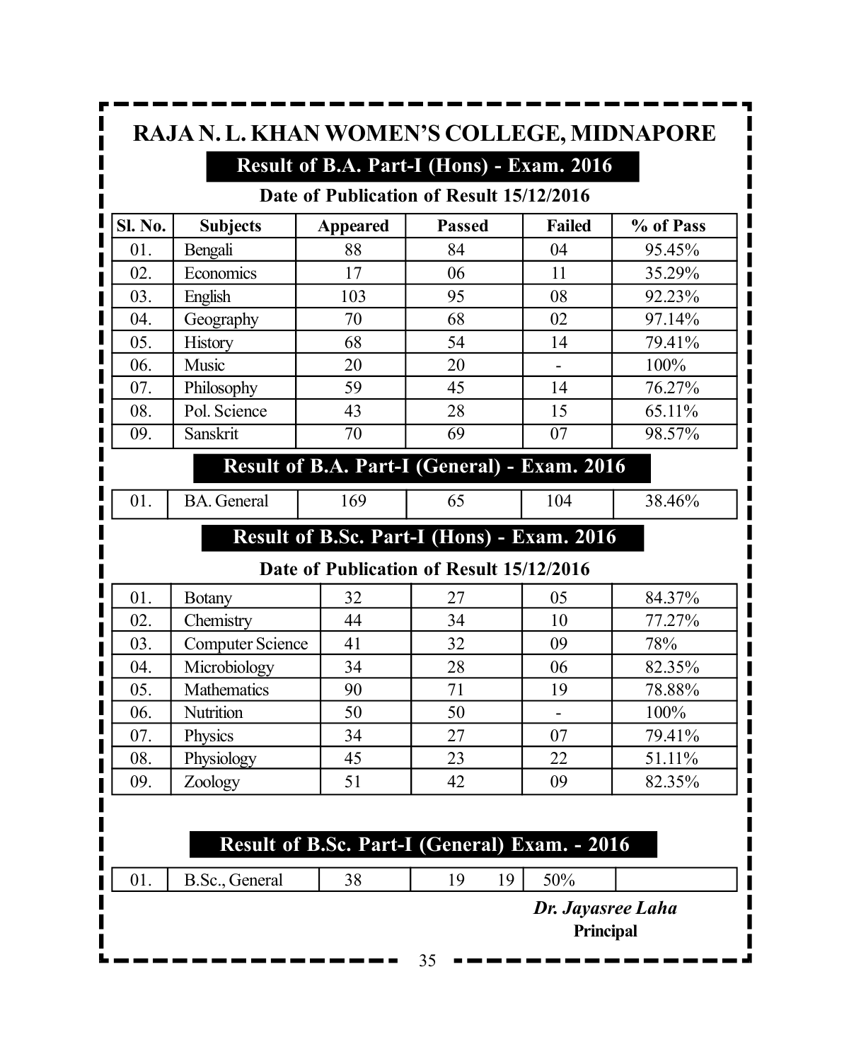# RAJA N. L. KHAN WOMEN'S COLLEGE, MIDNAPORE

## Result of B.A. Part-I (Hons) - Exam. 2016

**Date of Publication of Result 15/12/2016**

| Sl. No. | Subjects | Appeared | Passed | Failed | % of Pass |
|---|---|---|---|---|---|
| 01. | Bengali | 88 | 84 | 04 | 95.45% |
| 02. | Economics | 17 | 06 | 11 | 35.29% |
| 03. | English | 103 | 95 | 08 | 92.23% |
| 04. | Geography | 70 | 68 | 02 | 97.14% |
| 05. | History | 68 | 54 | 14 | 79.41% |
| 06. | Music | 20 | 20 | - | 100% |
| 07. | Philosophy | 59 | 45 | 14 | 76.27% |
| 08. | Pol. Science | 43 | 28 | 15 | 65.11% |
| 09. | Sanskrit | 70 | 69 | 07 | 98.57% |

## Result of B.A. Part-I (General) - Exam. 2016

| Sl. No. | Subjects | Appeared | Passed | Failed | % of Pass |
|---|---|---|---|---|---|
| 01. | BA. General | 169 | 65 | 104 | 38.46% |

## Result of B.Sc. Part-I (Hons) - Exam. 2016

**Date of Publication of Result 15/12/2016**

| Sl. No. | Subjects | Appeared | Passed | Failed | % of Pass |
|---|---|---|---|---|---|
| 01. | Botany | 32 | 27 | 05 | 84.37% |
| 02. | Chemistry | 44 | 34 | 10 | 77.27% |
| 03. | Computer Science | 41 | 32 | 09 | 78% |
| 04. | Microbiology | 34 | 28 | 06 | 82.35% |
| 05. | Mathematics | 90 | 71 | 19 | 78.88% |
| 06. | Nutrition | 50 | 50 | - | 100% |
| 07. | Physics | 34 | 27 | 07 | 79.41% |
| 08. | Physiology | 45 | 23 | 22 | 51.11% |
| 09. | Zoology | 51 | 42 | 09 | 82.35% |

## Result of B.Sc. Part-I (General) Exam. - 2016

| Sl. No. | Subjects | Appeared | Passed | Failed | % of Pass |
|---|---|---|---|---|---|
| 01. | B.Sc., General | 38 | 19 | 19 | 50% |

***Dr. Jayasree Laha***
**Principal**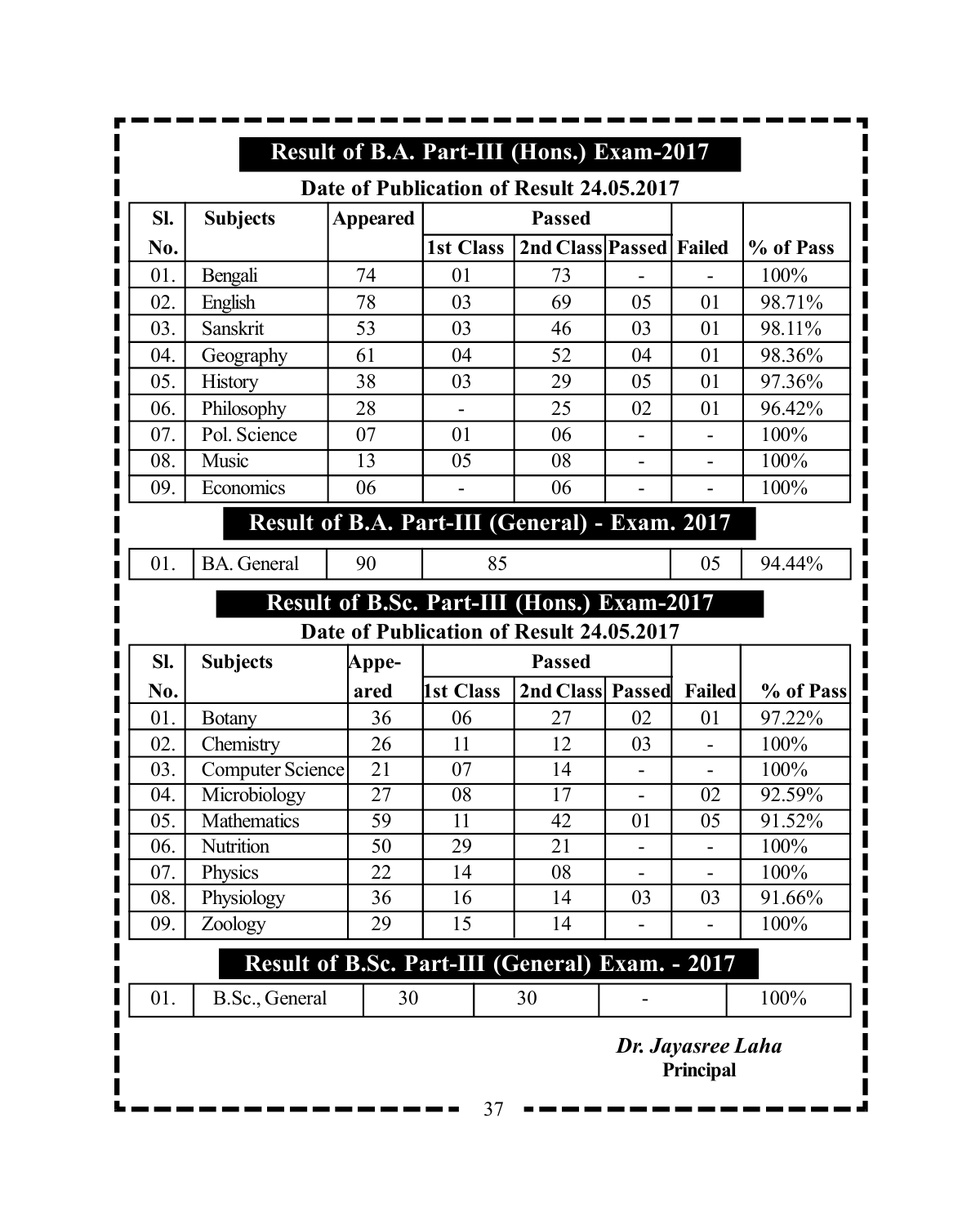## Result of B.A. Part-III (Hons.) Exam-2017

**Date of Publication of Result 24.05.2017**

| Sl. No. | Subjects | Appeared | Passed | | | Failed | % of Pass |
|---|---|---|---|---|---|---|---|
| | | | 1st Class | 2nd Class | Passed | | |
| 01. | Bengali | 74 | 01 | 73 | - | - | 100% |
| 02. | English | 78 | 03 | 69 | 05 | 01 | 98.71% |
| 03. | Sanskrit | 53 | 03 | 46 | 03 | 01 | 98.11% |
| 04. | Geography | 61 | 04 | 52 | 04 | 01 | 98.36% |
| 05. | History | 38 | 03 | 29 | 05 | 01 | 97.36% |
| 06. | Philosophy | 28 | - | 25 | 02 | 01 | 96.42% |
| 07. | Pol. Science | 07 | 01 | 06 | - | - | 100% |
| 08. | Music | 13 | 05 | 08 | - | - | 100% |
| 09. | Economics | 06 | - | 06 | - | - | 100% |

## Result of B.A. Part-III (General) - Exam. 2017

| | | | | | |
|---|---|---|---|---|---|
| 01. | BA. General | 90 | 85 | 05 | 94.44% |

## Result of B.Sc. Part-III (Hons.) Exam-2017

**Date of Publication of Result 24.05.2017**

| Sl. No. | Subjects | Appeared | Passed | | | Failed | % of Pass |
|---|---|---|---|---|---|---|---|
| | | | 1st Class | 2nd Class | Passed | | |
| 01. | Botany | 36 | 06 | 27 | 02 | 01 | 97.22% |
| 02. | Chemistry | 26 | 11 | 12 | 03 | - | 100% |
| 03. | Computer Science | 21 | 07 | 14 | - | - | 100% |
| 04. | Microbiology | 27 | 08 | 17 | - | 02 | 92.59% |
| 05. | Mathematics | 59 | 11 | 42 | 01 | 05 | 91.52% |
| 06. | Nutrition | 50 | 29 | 21 | - | - | 100% |
| 07. | Physics | 22 | 14 | 08 | - | - | 100% |
| 08. | Physiology | 36 | 16 | 14 | 03 | 03 | 91.66% |
| 09. | Zoology | 29 | 15 | 14 | - | - | 100% |

## Result of B.Sc. Part-III (General) Exam. - 2017

| | | | | | |
|---|---|---|---|---|---|
| 01. | B.Sc., General | 30 | 30 | - | 100% |

*Dr. Jayasree Laha*
**Principal**